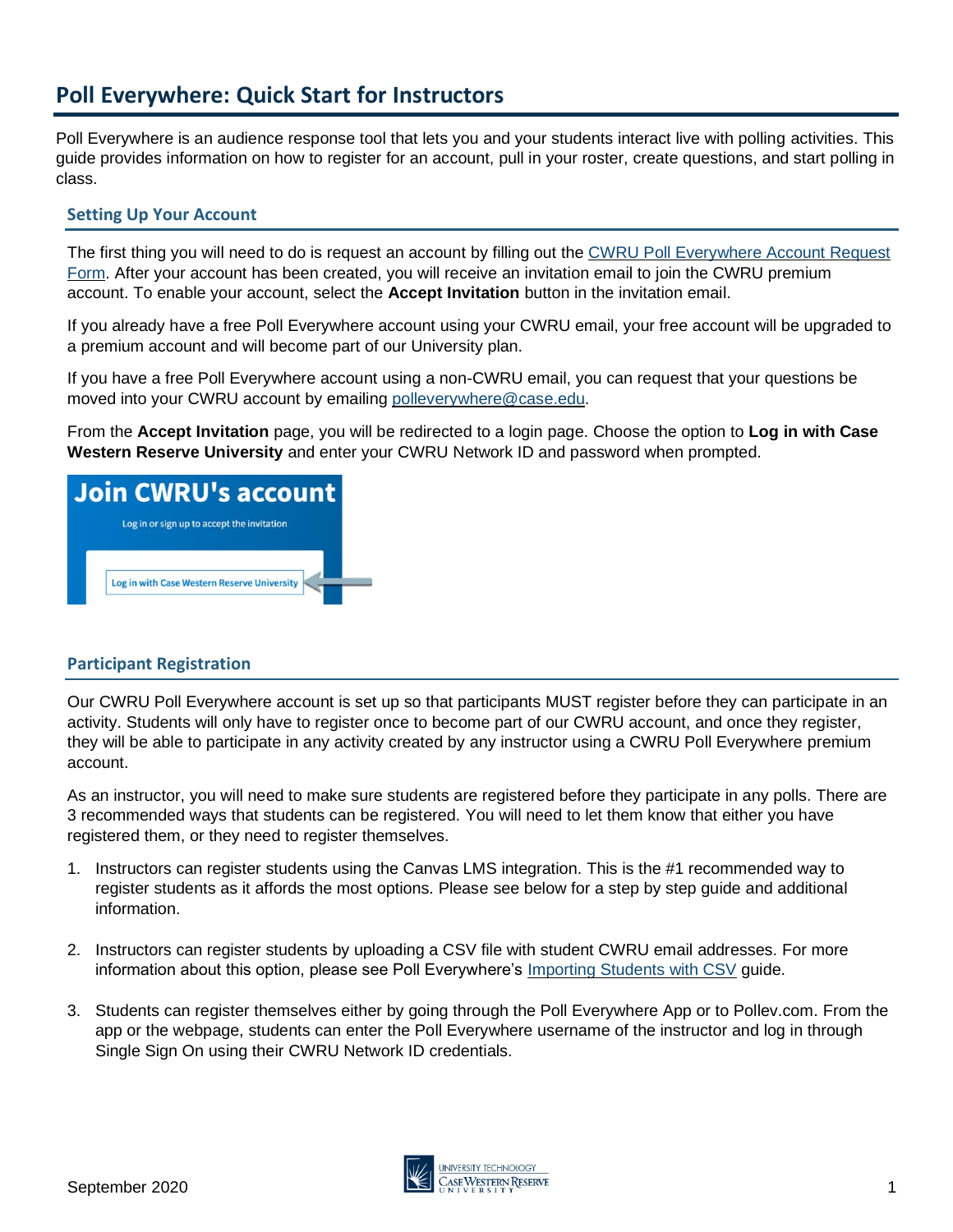# Poll Everywhere: Quick Start for Instructors

Poll Everywhere is an audience response tool that lets you and your students interact live with polling activities. This guide provides information on how to register for an account, pull in your roster, create questions, and start polling in class.

## Setting Up Your Account

The first thing you will need to do is request an account by filling out the CWRU Poll Everywhere Account Request Form. After your account has been created, you will receive an invitation email to join the CWRU premium account. To enable your account, select the **Accept Invitation** button in the invitation email.

If you already have a free Poll Everywhere account using your CWRU email, your free account will be upgraded to a premium account and will become part of our University plan.

If you have a free Poll Everywhere account using a non-CWRU email, you can request that your questions be moved into your CWRU account by emailing polleverywhere@case.edu.

From the **Accept Invitation** page, you will be redirected to a login page. Choose the option to **Log in with Case Western Reserve University** and enter your CWRU Network ID and password when prompted.

Join CWRU's account

Log in or sign up to accept the invitation

Log in with Case Western Reserve University

## Participant Registration

Our CWRU Poll Everywhere account is set up so that participants MUST register before they can participate in an activity. Students will only have to register once to become part of our CWRU account, and once they register, they will be able to participate in any activity created by any instructor using a CWRU Poll Everywhere premium account.

As an instructor, you will need to make sure students are registered before they participate in any polls. There are 3 recommended ways that students can be registered. You will need to let them know that either you have registered them, or they need to register themselves.

1. Instructors can register students using the Canvas LMS integration. This is the #1 recommended way to register students as it affords the most options. Please see below for a step by step guide and additional information.

2. Instructors can register students by uploading a CSV file with student CWRU email addresses. For more information about this option, please see Poll Everywhere's Importing Students with CSV guide.

3. Students can register themselves either by going through the Poll Everywhere App or to Pollev.com. From the app or the webpage, students can enter the Poll Everywhere username of the instructor and log in through Single Sign On using their CWRU Network ID credentials.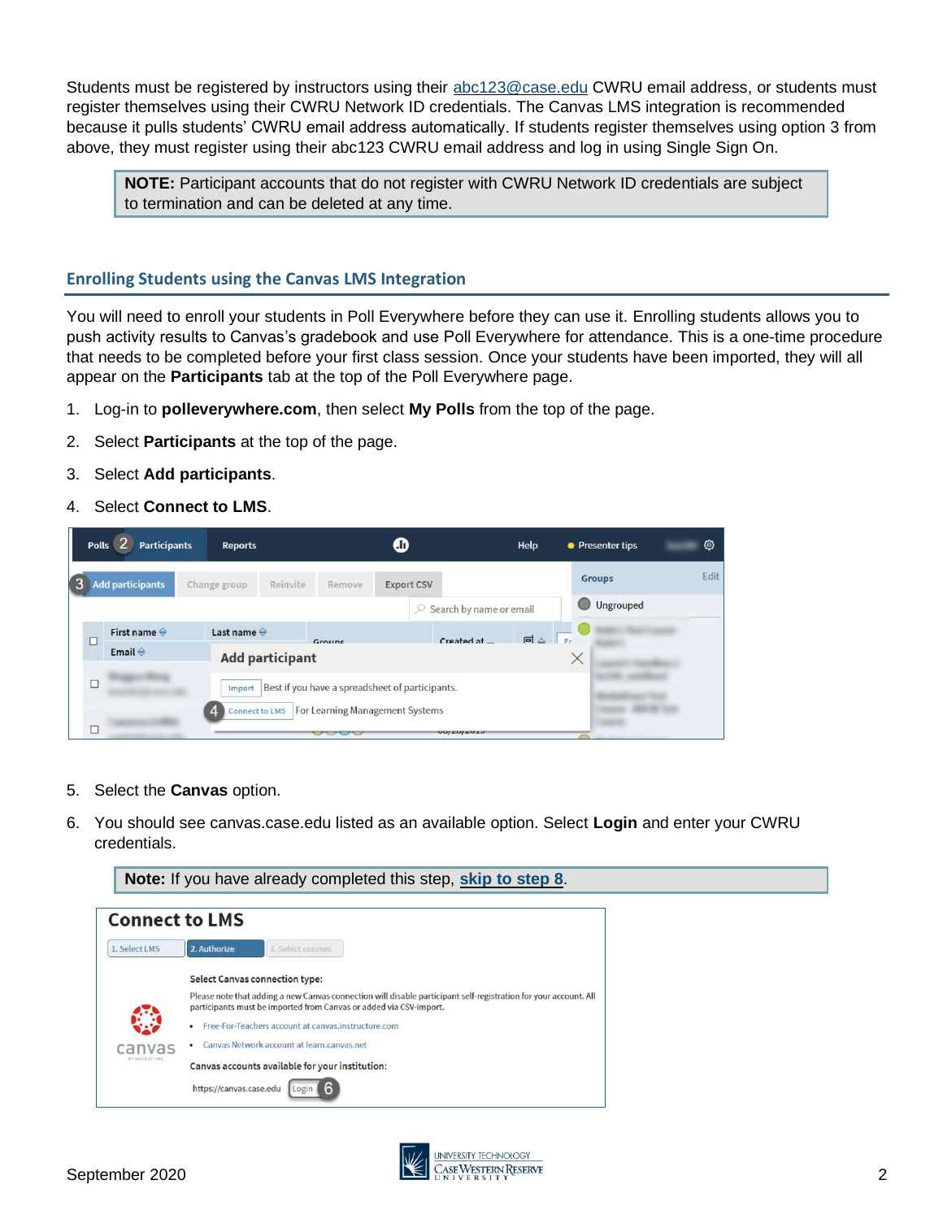Students must be registered by instructors using their abc123@case.edu CWRU email address, or students must register themselves using their CWRU Network ID credentials. The Canvas LMS integration is recommended because it pulls students' CWRU email address automatically. If students register themselves using option 3 from above, they must register using their abc123 CWRU email address and log in using Single Sign On.

> **NOTE:** Participant accounts that do not register with CWRU Network ID credentials are subject to termination and can be deleted at any time.

## Enrolling Students using the Canvas LMS Integration

You will need to enroll your students in Poll Everywhere before they can use it. Enrolling students allows you to push activity results to Canvas's gradebook and use Poll Everywhere for attendance. This is a one-time procedure that needs to be completed before your first class session. Once your students have been imported, they will all appear on the **Participants** tab at the top of the Poll Everywhere page.

1. Log-in to **polleverywhere.com**, then select **My Polls** from the top of the page.
2. Select **Participants** at the top of the page.
3. Select **Add participants**.
4. Select **Connect to LMS**.
5. Select the **Canvas** option.
6. You should see canvas.case.edu listed as an available option. Select **Login** and enter your CWRU credentials.

> **Note:** If you have already completed this step, **skip to step 8**.

September 2020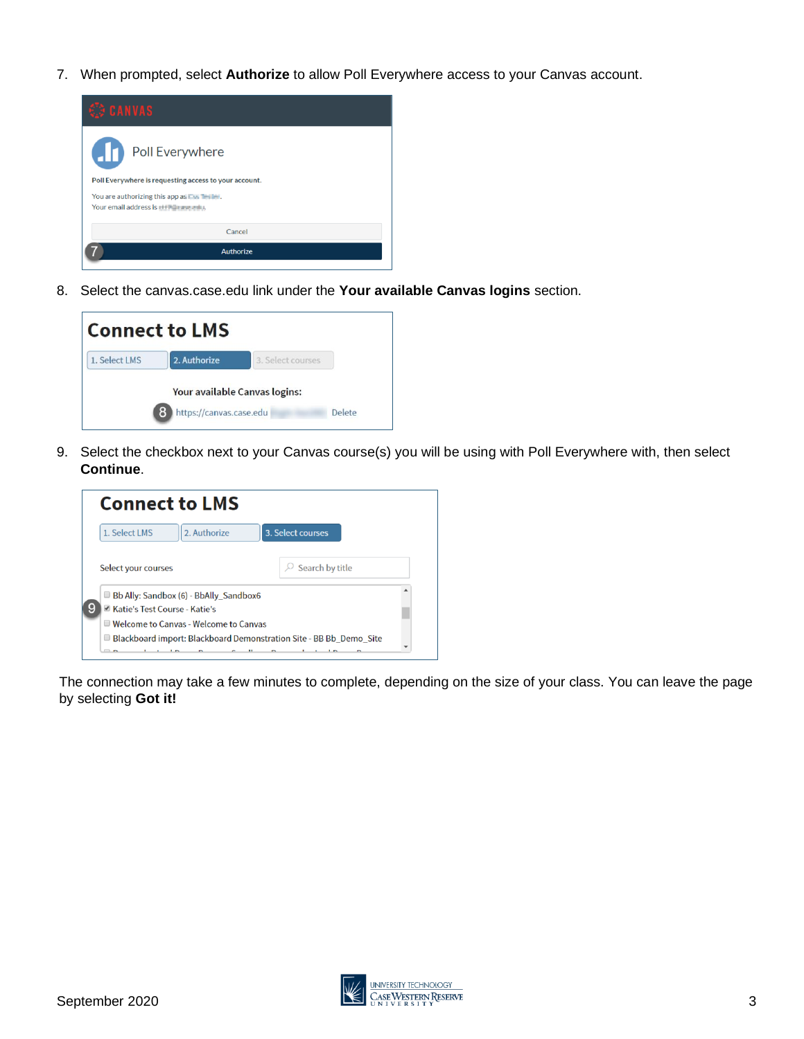7. When prompted, select **Authorize** to allow Poll Everywhere access to your Canvas account.

8. Select the canvas.case.edu link under the **Your available Canvas logins** section.

9. Select the checkbox next to your Canvas course(s) you will be using with Poll Everywhere with, then select **Continue**.

The connection may take a few minutes to complete, depending on the size of your class. You can leave the page by selecting **Got it!**

September 2020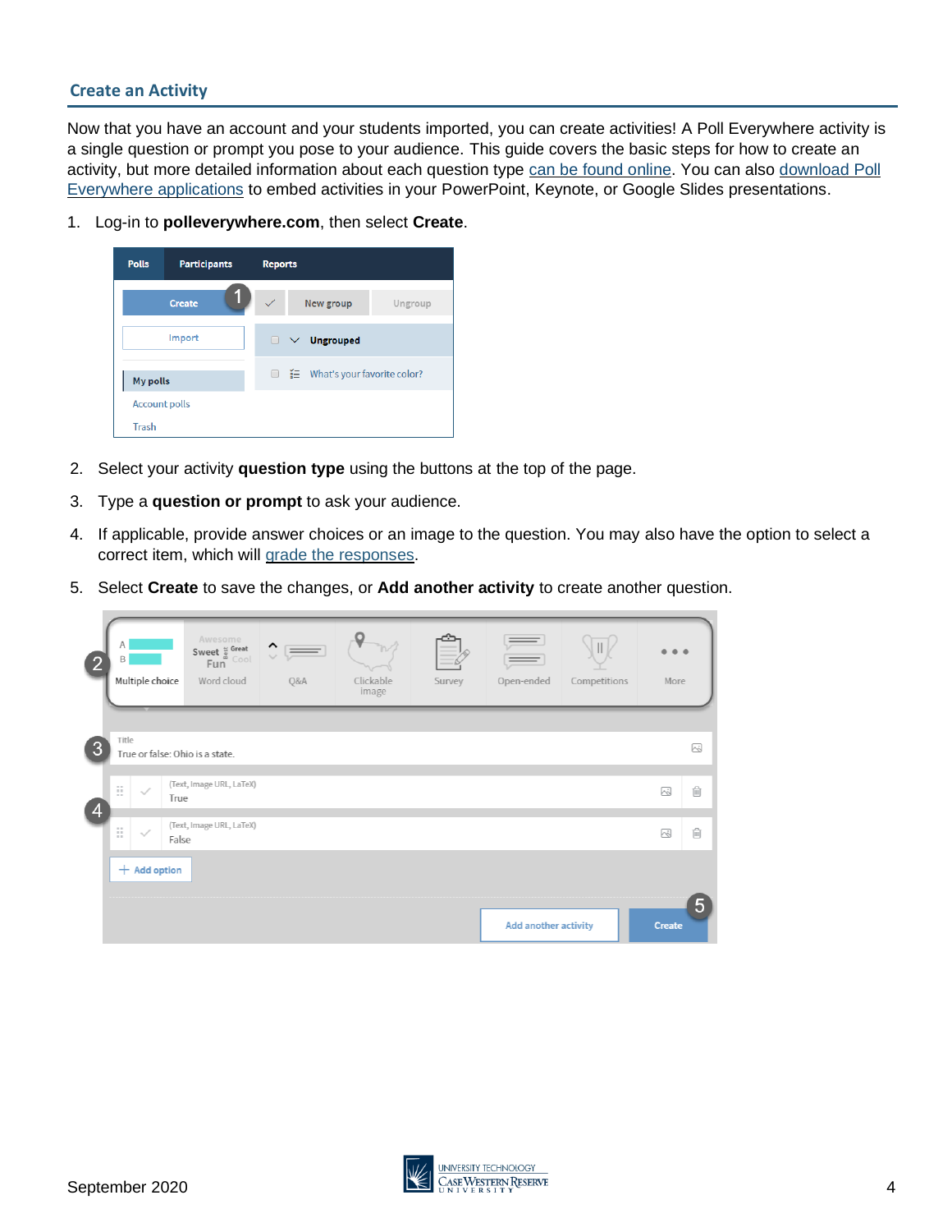## Create an Activity

Now that you have an account and your students imported, you can create activities! A Poll Everywhere activity is a single question or prompt you pose to your audience. This guide covers the basic steps for how to create an activity, but more detailed information about each question type can be found online. You can also download Poll Everywhere applications to embed activities in your PowerPoint, Keynote, or Google Slides presentations.

1. Log-in to **polleverywhere.com**, then select **Create**.

2. Select your activity **question type** using the buttons at the top of the page.

3. Type a **question or prompt** to ask your audience.

4. If applicable, provide answer choices or an image to the question. You may also have the option to select a correct item, which will grade the responses.

5. Select **Create** to save the changes, or **Add another activity** to create another question.

September 2020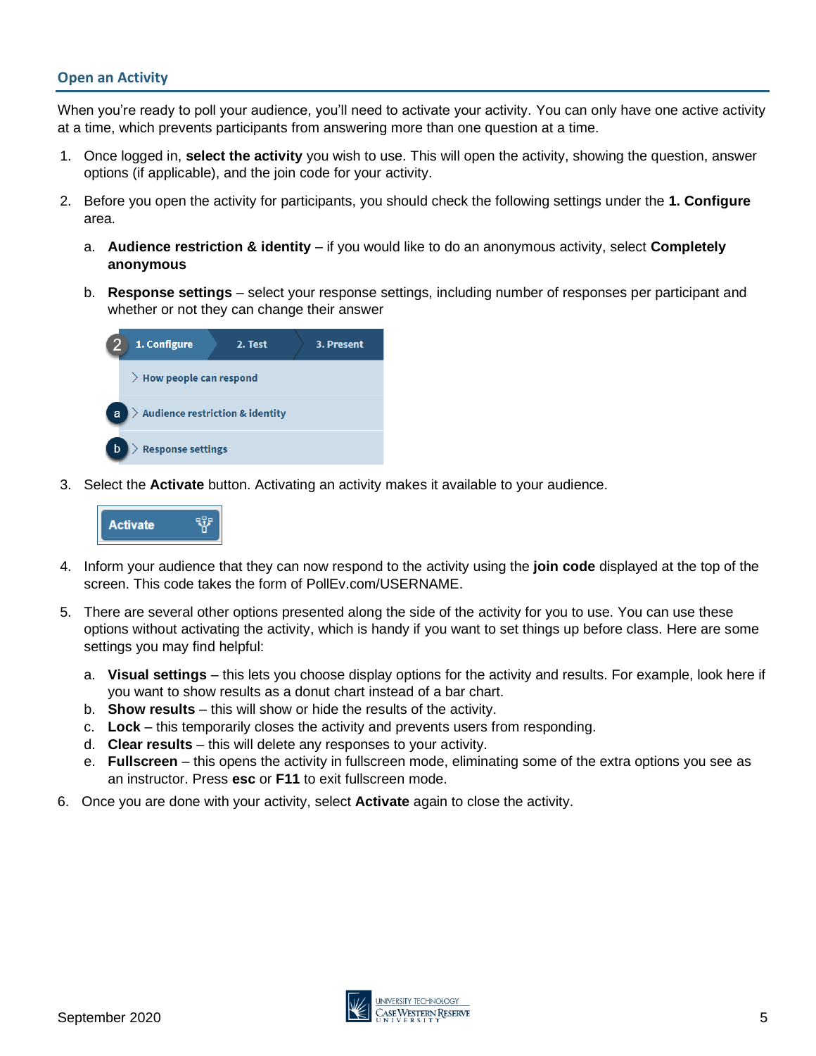## Open an Activity

When you're ready to poll your audience, you'll need to activate your activity. You can only have one active activity at a time, which prevents participants from answering more than one question at a time.

1. Once logged in, **select the activity** you wish to use. This will open the activity, showing the question, answer options (if applicable), and the join code for your activity.
2. Before you open the activity for participants, you should check the following settings under the **1. Configure** area.
   a. **Audience restriction & identity** – if you would like to do an anonymous activity, select **Completely anonymous**
   b. **Response settings** – select your response settings, including number of responses per participant and whether or not they can change their answer
3. Select the **Activate** button. Activating an activity makes it available to your audience.
4. Inform your audience that they can now respond to the activity using the **join code** displayed at the top of the screen. This code takes the form of PollEv.com/USERNAME.
5. There are several other options presented along the side of the activity for you to use. You can use these options without activating the activity, which is handy if you want to set things up before class. Here are some settings you may find helpful:
   a. **Visual settings** – this lets you choose display options for the activity and results. For example, look here if you want to show results as a donut chart instead of a bar chart.
   b. **Show results** – this will show or hide the results of the activity.
   c. **Lock** – this temporarily closes the activity and prevents users from responding.
   d. **Clear results** – this will delete any responses to your activity.
   e. **Fullscreen** – this opens the activity in fullscreen mode, eliminating some of the extra options you see as an instructor. Press **esc** or **F11** to exit fullscreen mode.
6. Once you are done with your activity, select **Activate** again to close the activity.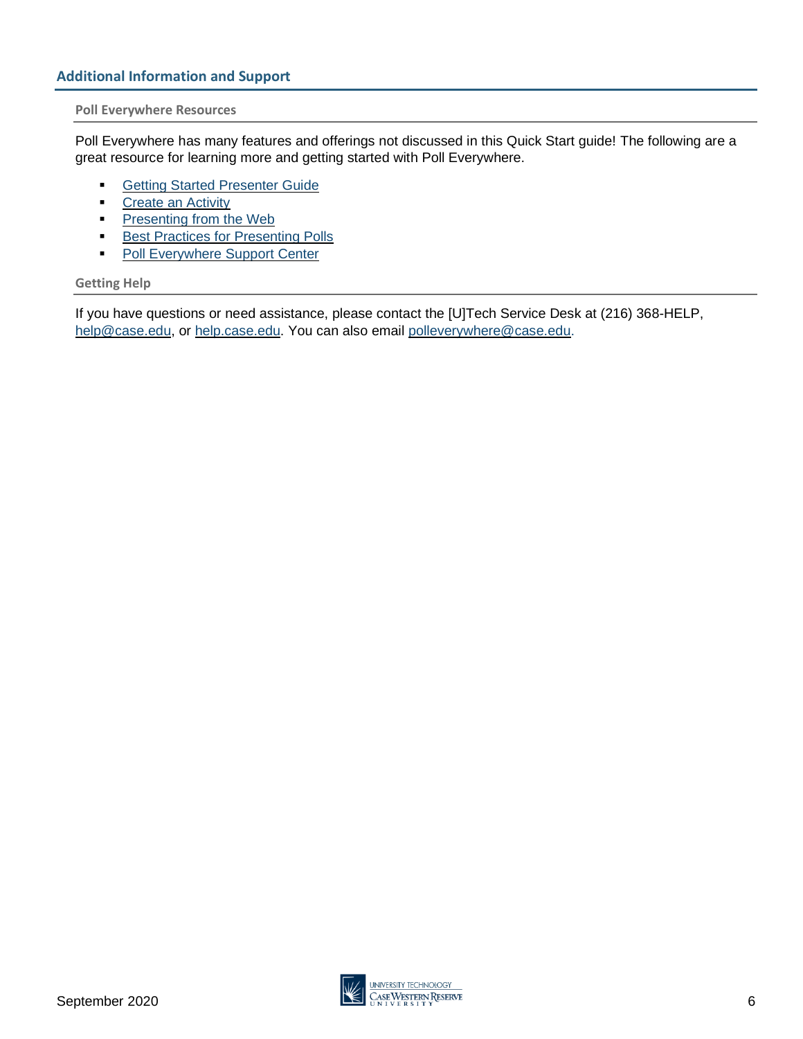## Additional Information and Support

### Poll Everywhere Resources

Poll Everywhere has many features and offerings not discussed in this Quick Start guide! The following are a great resource for learning more and getting started with Poll Everywhere.

- Getting Started Presenter Guide
- Create an Activity
- Presenting from the Web
- Best Practices for Presenting Polls
- Poll Everywhere Support Center

### Getting Help

If you have questions or need assistance, please contact the [U]Tech Service Desk at (216) 368-HELP, help@case.edu, or help.case.edu. You can also email polleverywhere@case.edu.